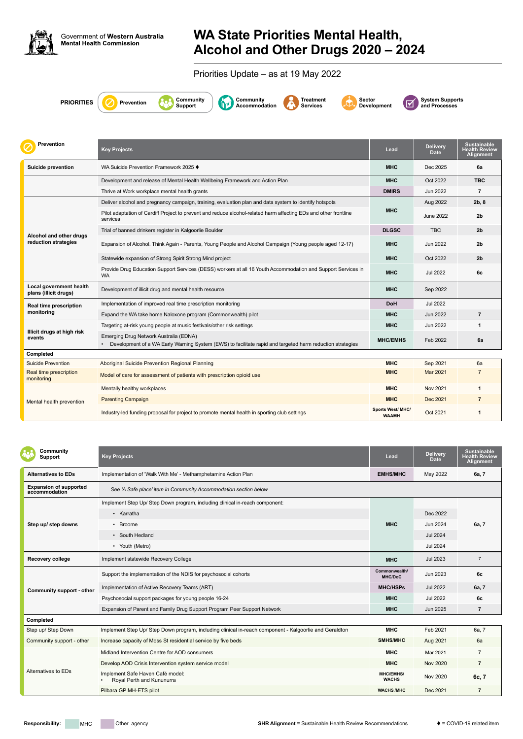Government of Western Australia
Mental Health Commission

# WA State Priorities Mental Health, Alcohol and Other Drugs 2020 – 2024

Priorities Update – as at 19 May 2022

**PRIORITIES**: Prevention | Community Support | Community Accommodation | Treatment Services | Sector Development | System Supports and Processes

## Prevention

| Prevention | Key Projects | Lead | Delivery Date | Sustainable Health Review Alignment |
|---|---|---|---|---|
| **Suicide prevention** | WA Suicide Prevention Framework 2025 ♦ | **MHC** | Dec 2025 | **6a** |
| | Development and release of Mental Health Wellbeing Framework and Action Plan | **MHC** | Oct 2022 | **TBC** |
| | Thrive at Work workplace mental health grants | **DMIRS** | Jun 2022 | **7** |
| **Alcohol and other drugs reduction strategies** | Deliver alcohol and pregnancy campaign, training, evaluation plan and data system to identify hotspots | **MHC** | Aug 2022 | **2b, 8** |
| | Pilot adaptation of Cardiff Project to prevent and reduce alcohol-related harm affecting EDs and other frontline services | **MHC** | June 2022 | **2b** |
| | Trial of banned drinkers register in Kalgoorlie Boulder | **DLGSC** | TBC | **2b** |
| | Expansion of Alcohol. Think Again - Parents, Young People and Alcohol Campaign (Young people aged 12-17) | **MHC** | Jun 2022 | **2b** |
| | Statewide expansion of Strong Spirit Strong Mind project | **MHC** | Oct 2022 | **2b** |
| | Provide Drug Education Support Services (DESS) workers at all 16 Youth Accommodation and Support Services in WA | **MHC** | Jul 2022 | **6c** |
| **Local government health plans (illicit drugs)** | Development of illicit drug and mental health resource | **MHC** | Sep 2022 | |
| **Real time prescription monitoring** | Implementation of improved real time prescription monitoring | **DoH** | Jul 2022 | |
| | Expand the WA take home Naloxone program (Commonwealth) pilot | **MHC** | Jun 2022 | **7** |
| **Illicit drugs at high risk events** | Targeting at-risk young people at music festivals/other risk settings | **MHC** | Jun 2022 | **1** |
| | Emerging Drug Network Australia (EDNA)<br>• Development of a WA Early Warning System (EWS) to facilitate rapid and targeted harm reduction strategies | **MHC/EMHS** | Feb 2022 | **6a** |
| **Completed** | | | | |
| Suicide Prevention | Aboriginal Suicide Prevention Regional Planning | **MHC** | Sep 2021 | 6a |
| Real time prescription monitoring | Model of care for assessment of patients with prescription opioid use | **MHC** | Mar 2021 | 7 |
| Mental health prevention | Mentally healthy workplaces | **MHC** | Nov 2021 | **1** |
| | Parenting Campaign | **MHC** | Dec 2021 | **7** |
| | Industry-led funding proposal for project to promote mental health in sporting club settings | **Sports West/ MHC/ WAAMH** | Oct 2021 | **1** |

## Community Support

| Community Support | Key Projects | Lead | Delivery Date | Sustainable Health Review Alignment |
|---|---|---|---|---|
| **Alternatives to EDs** | Implementation of 'Walk With Me' - Methamphetamine Action Plan | **EMHS/MHC** | May 2022 | **6a, 7** |
| **Expansion of supported accommodation** | *See 'A Safe place' item in Community Accommodation section below* | | | |
| **Step up/ step downs** | Implement Step Up/ Step Down program, including clinical in-reach component: | **MHC** | | **6a, 7** |
| | • Karratha | | Dec 2022 | |
| | • Broome | | Jun 2024 | |
| | • South Hedland | | Jul 2024 | |
| | • Youth (Metro) | | Jul 2024 | |
| **Recovery college** | Implement statewide Recovery College | **MHC** | Jul 2023 | 7 |
| **Community support - other** | Support the implementation of the NDIS for psychosocial cohorts | **Commonwealth/ MHC/DoC** | Jun 2023 | **6c** |
| | Implementation of Active Recovery Teams (ART) | **MHC/HSPs** | Jul 2022 | **6a, 7** |
| | Psychosocial support packages for young people 16-24 | **MHC** | Jul 2022 | **6c** |
| | Expansion of Parent and Family Drug Support Program Peer Support Network | **MHC** | Jun 2025 | **7** |
| **Completed** | | | | |
| Step up/ Step Down | Implement Step Up/ Step Down program, including clinical in-reach component - Kalgoorlie and Geraldton | **MHC** | Feb 2021 | 6a, 7 |
| Community support - other | Increase capacity of Moss St residential service by five beds | **SMHS/MHC** | Aug 2021 | 6a |
| Alternatives to EDs | Midland Intervention Centre for AOD consumers | **MHC** | Mar 2021 | 7 |
| | Develop AOD Crisis Intervention system service model | **MHC** | Nov 2020 | **7** |
| | Implement Safe Haven Café model:<br>• Royal Perth and Kununurra | **MHC/EMHS/ WACHS** | Nov 2020 | **6c, 7** |
| | Pilbara GP MH-ETS pilot | **WACHS /MHC** | Dec 2021 | **7** |

**Responsibility:** MHC | Other agency

**SHR Alignment =** Sustainable Health Review Recommendations

♦ = COVID-19 related item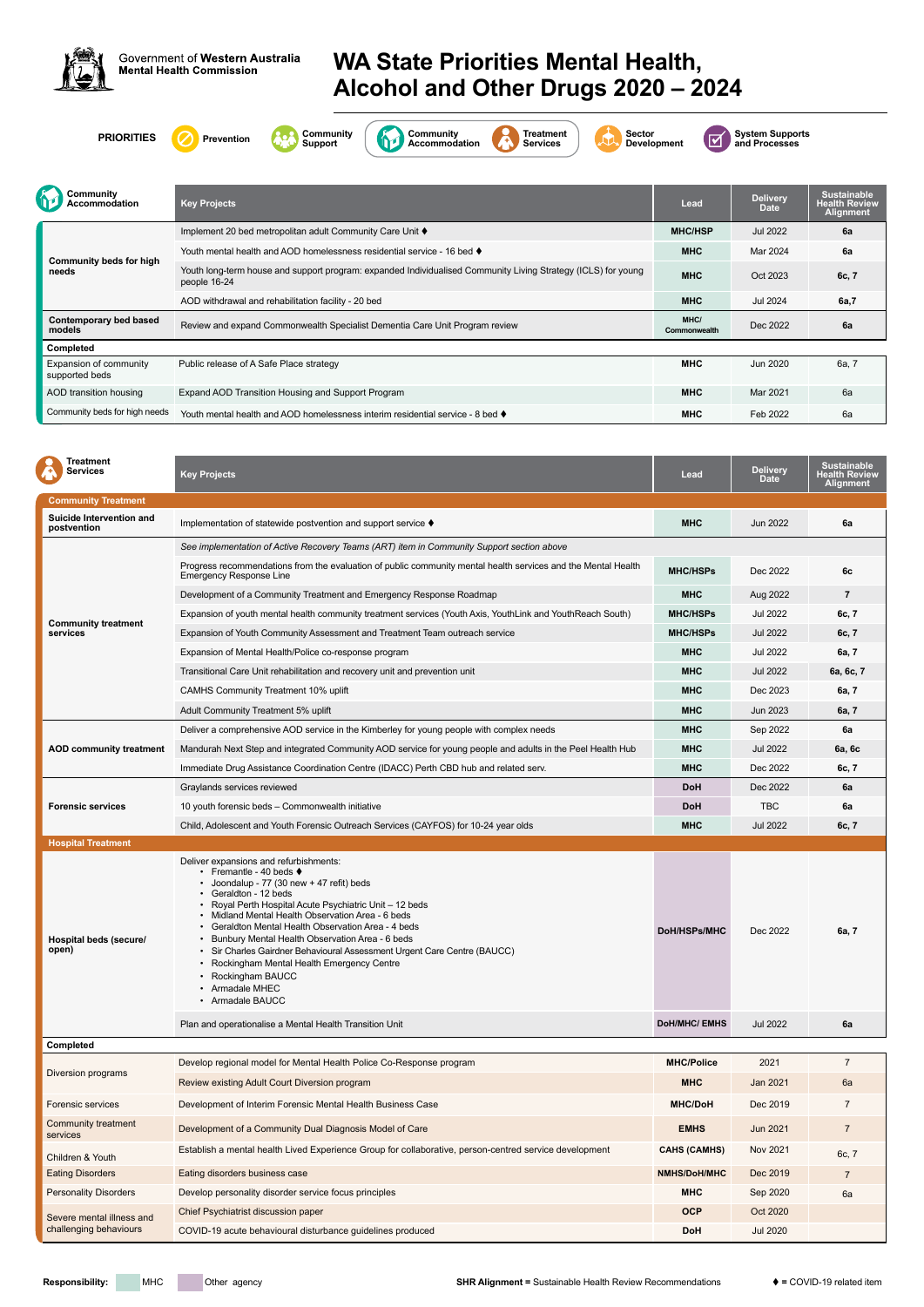Government of Western Australia
Mental Health Commission

# WA State Priorities Mental Health, Alcohol and Other Drugs 2020 – 2024

**PRIORITIES** Prevention | Community Support | Community Accommodation | Treatment Services | Sector Development | System Supports and Processes

## Community Accommodation

| Community Accommodation | Key Projects | Lead | Delivery Date | Sustainable Health Review Alignment |
|---|---|---|---|---|
| Community beds for high needs | Implement 20 bed metropolitan adult Community Care Unit ♦ | MHC/HSP | Jul 2022 | 6a |
| | Youth mental health and AOD homelessness residential service - 16 bed ♦ | MHC | Mar 2024 | 6a |
| | Youth long-term house and support program: expanded Individualised Community Living Strategy (ICLS) for young people 16-24 | MHC | Oct 2023 | 6c, 7 |
| | AOD withdrawal and rehabilitation facility - 20 bed | MHC | Jul 2024 | 6a,7 |
| Contemporary bed based models | Review and expand Commonwealth Specialist Dementia Care Unit Program review | MHC/ Commonwealth | Dec 2022 | 6a |
| **Completed** | | | | |
| Expansion of community supported beds | Public release of A Safe Place strategy | MHC | Jun 2020 | 6a, 7 |
| AOD transition housing | Expand AOD Transition Housing and Support Program | MHC | Mar 2021 | 6a |
| Community beds for high needs | Youth mental health and AOD homelessness interim residential service - 8 bed ♦ | MHC | Feb 2022 | 6a |

## Treatment Services

| Treatment Services | Key Projects | Lead | Delivery Date | Sustainable Health Review Alignment |
|---|---|---|---|---|
| **Community Treatment** | | | | |
| Suicide Intervention and postvention | Implementation of statewide postvention and support service ♦ | MHC | Jun 2022 | 6a |
| Community treatment services | *See implementation of Active Recovery Teams (ART) item in Community Support section above* | | | |
| | Progress recommendations from the evaluation of public community mental health services and the Mental Health Emergency Response Line | MHC/HSPs | Dec 2022 | 6c |
| | Development of a Community Treatment and Emergency Response Roadmap | MHC | Aug 2022 | 7 |
| | Expansion of youth mental health community treatment services (Youth Axis, YouthLink and YouthReach South) | MHC/HSPs | Jul 2022 | 6c, 7 |
| | Expansion of Youth Community Assessment and Treatment Team outreach service | MHC/HSPs | Jul 2022 | 6c, 7 |
| | Expansion of Mental Health/Police co-response program | MHC | Jul 2022 | 6a, 7 |
| | Transitional Care Unit rehabilitation and recovery unit and prevention unit | MHC | Jul 2022 | 6a, 6c, 7 |
| | CAMHS Community Treatment 10% uplift | MHC | Dec 2023 | 6a, 7 |
| | Adult Community Treatment 5% uplift | MHC | Jun 2023 | 6a, 7 |
| AOD community treatment | Deliver a comprehensive AOD service in the Kimberley for young people with complex needs | MHC | Sep 2022 | 6a |
| | Mandurah Next Step and integrated Community AOD service for young people and adults in the Peel Health Hub | MHC | Jul 2022 | 6a, 6c |
| | Immediate Drug Assistance Coordination Centre (IDACC) Perth CBD hub and related serv. | MHC | Dec 2022 | 6c, 7 |
| Forensic services | Graylands services reviewed | DoH | Dec 2022 | 6a |
| | 10 youth forensic beds – Commonwealth initiative | DoH | TBC | 6a |
| | Child, Adolescent and Youth Forensic Outreach Services (CAYFOS) for 10-24 year olds | MHC | Jul 2022 | 6c, 7 |
| **Hospital Treatment** | | | | |
| Hospital beds (secure/ open) | Deliver expansions and refurbishments:<br>• Fremantle - 40 beds ♦<br>• Joondalup - 77 (30 new + 47 refit) beds<br>• Geraldton - 12 beds<br>• Royal Perth Hospital Acute Psychiatric Unit – 12 beds<br>• Midland Mental Health Observation Area - 6 beds<br>• Geraldton Mental Health Observation Area - 4 beds<br>• Bunbury Mental Health Observation Area - 6 beds<br>• Sir Charles Gairdner Behavioural Assessment Urgent Care Centre (BAUCC)<br>• Rockingham Mental Health Emergency Centre<br>• Rockingham BAUCC<br>• Armadale MHEC<br>• Armadale BAUCC | DoH/HSPs/MHC | Dec 2022 | 6a, 7 |
| | Plan and operationalise a Mental Health Transition Unit | DoH/MHC/ EMHS | Jul 2022 | 6a |
| **Completed** | | | | |
| Diversion programs | Develop regional model for Mental Health Police Co-Response program | MHC/Police | 2021 | 7 |
| | Review existing Adult Court Diversion program | MHC | Jan 2021 | 6a |
| Forensic services | Development of Interim Forensic Mental Health Business Case | MHC/DoH | Dec 2019 | 7 |
| Community treatment services | Development of a Community Dual Diagnosis Model of Care | EMHS | Jun 2021 | 7 |
| Children & Youth | Establish a mental health Lived Experience Group for collaborative, person-centred service development | CAHS (CAMHS) | Nov 2021 | 6c, 7 |
| Eating Disorders | Eating disorders business case | NMHS/DoH/MHC | Dec 2019 | 7 |
| Personality Disorders | Develop personality disorder service focus principles | MHC | Sep 2020 | 6a |
| Severe mental illness and challenging behaviours | Chief Psychiatrist discussion paper | OCP | Oct 2020 | |
| | COVID-19 acute behavioural disturbance guidelines produced | DoH | Jul 2020 | |

**Responsibility:** MHC | Other agency

**SHR Alignment =** Sustainable Health Review Recommendations

♦ = COVID-19 related item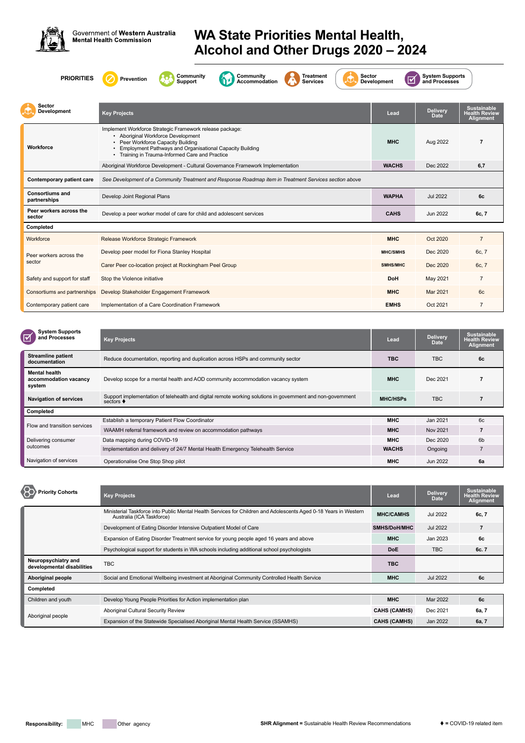Government of Western Australia
Mental Health Commission

# WA State Priorities Mental Health, Alcohol and Other Drugs 2020 – 2024

**PRIORITIES** Prevention | Community Support | Community Accommodation | Treatment Services | Sector Development | System Supports and Processes

## Sector Development

| Sector Development | Key Projects | Lead | Delivery Date | Sustainable Health Review Alignment |
|---|---|---|---|---|
| **Workforce** | Implement Workforce Strategic Framework release package:<br>• Aboriginal Workforce Development<br>• Peer Workforce Capacity Building<br>• Employment Pathways and Organisational Capacity Building<br>• Training in Trauma-Informed Care and Practice | **MHC** | Aug 2022 | **7** |
| | Aboriginal Workforce Development - Cultural Governance Framework Implementation | **WACHS** | Dec 2022 | **6,7** |
| **Contemporary patient care** | *See Development of a Community Treatment and Response Roadmap item in Treatment Services section above* | | | |
| **Consortiums and partnerships** | Develop Joint Regional Plans | **WAPHA** | Jul 2022 | **6c** |
| **Peer workers across the sector** | Develop a peer worker model of care for child and adolescent services | **CAHS** | Jun 2022 | **6c, 7** |
| **Completed** | | | | |
| Workforce | Release Workforce Strategic Framework | **MHC** | Oct 2020 | 7 |
| Peer workers across the sector | Develop peer model for Fiona Stanley Hospital | **MHC/SMHS** | Dec 2020 | 6c, 7 |
| | Carer Peer co-location project at Rockingham Peel Group | **SMHS/MHC** | Dec 2020 | 6c, 7 |
| Safety and support for staff | Stop the Violence initiative | **DoH** | May 2021 | 7 |
| Consortiums and partnerships | Develop Stakeholder Engagement Framework | **MHC** | Mar 2021 | 6c |
| Contemporary patient care | Implementation of a Care Coordination Framework | **EMHS** | Oct 2021 | 7 |

## System Supports and Processes

| System Supports and Processes | Key Projects | Lead | Delivery Date | Sustainable Health Review Alignment |
|---|---|---|---|---|
| **Streamline patient documentation** | Reduce documentation, reporting and duplication across HSPs and community sector | **TBC** | TBC | **6c** |
| **Mental health accommodation vacancy system** | Develop scope for a mental health and AOD community accommodation vacancy system | **MHC** | Dec 2021 | **7** |
| **Navigation of services** | Support implementation of telehealth and digital remote working solutions in government and non-government sectors ♦ | **MHC/HSPs** | TBC | **7** |
| **Completed** | | | | |
| Flow and transition services | Establish a temporary Patient Flow Coordinator | **MHC** | Jan 2021 | 6c |
| | WAAMH referral framework and review on accommodation pathways | **MHC** | Nov 2021 | **7** |
| Delivering consumer outcomes | Data mapping during COVID-19 | **MHC** | Dec 2020 | 6b |
| | Implementation and delivery of 24/7 Mental Health Emergency Telehealth Service | **WACHS** | Ongoing | 7 |
| Navigation of services | Operationalise One Stop Shop pilot | **MHC** | Jun 2022 | **6a** |

## Priority Cohorts

| Priority Cohorts | Key Projects | Lead | Delivery Date | Sustainable Health Review Alignment |
|---|---|---|---|---|
| | Ministerial Taskforce into Public Mental Health Services for Children and Adolescents Aged 0-18 Years in Western Australia (ICA Taskforce) | **MHC/CAMHS** | Jul 2022 | **6c, 7** |
| | Development of Eating Disorder Intensive Outpatient Model of Care | **SMHS/DoH/MHC** | Jul 2022 | **7** |
| | Expansion of Eating Disorder Treatment service for young people aged 16 years and above | **MHC** | Jan 2023 | **6c** |
| | Psychological support for students in WA schools including additional school psychologists | **DoE** | TBC | **6c. 7** |
| **Neuropsychiatry and developmental disabilities** | TBC | **TBC** | | |
| **Aboriginal people** | Social and Emotional Wellbeing investment at Aboriginal Community Controlled Health Service | **MHC** | Jul 2022 | **6c** |
| **Completed** | | | | |
| Children and youth | Develop Young People Priorities for Action implementation plan | **MHC** | Mar 2022 | **6c** |
| Aboriginal people | Aboriginal Cultural Security Review | **CAHS (CAMHS)** | Dec 2021 | **6a, 7** |
| | Expansion of the Statewide Specialised Aboriginal Mental Health Service (SSAMHS) | **CAHS (CAMHS)** | Jan 2022 | **6a, 7** |

**Responsibility:** MHC | Other agency

**SHR Alignment =** Sustainable Health Review Recommendations

♦ = COVID-19 related item